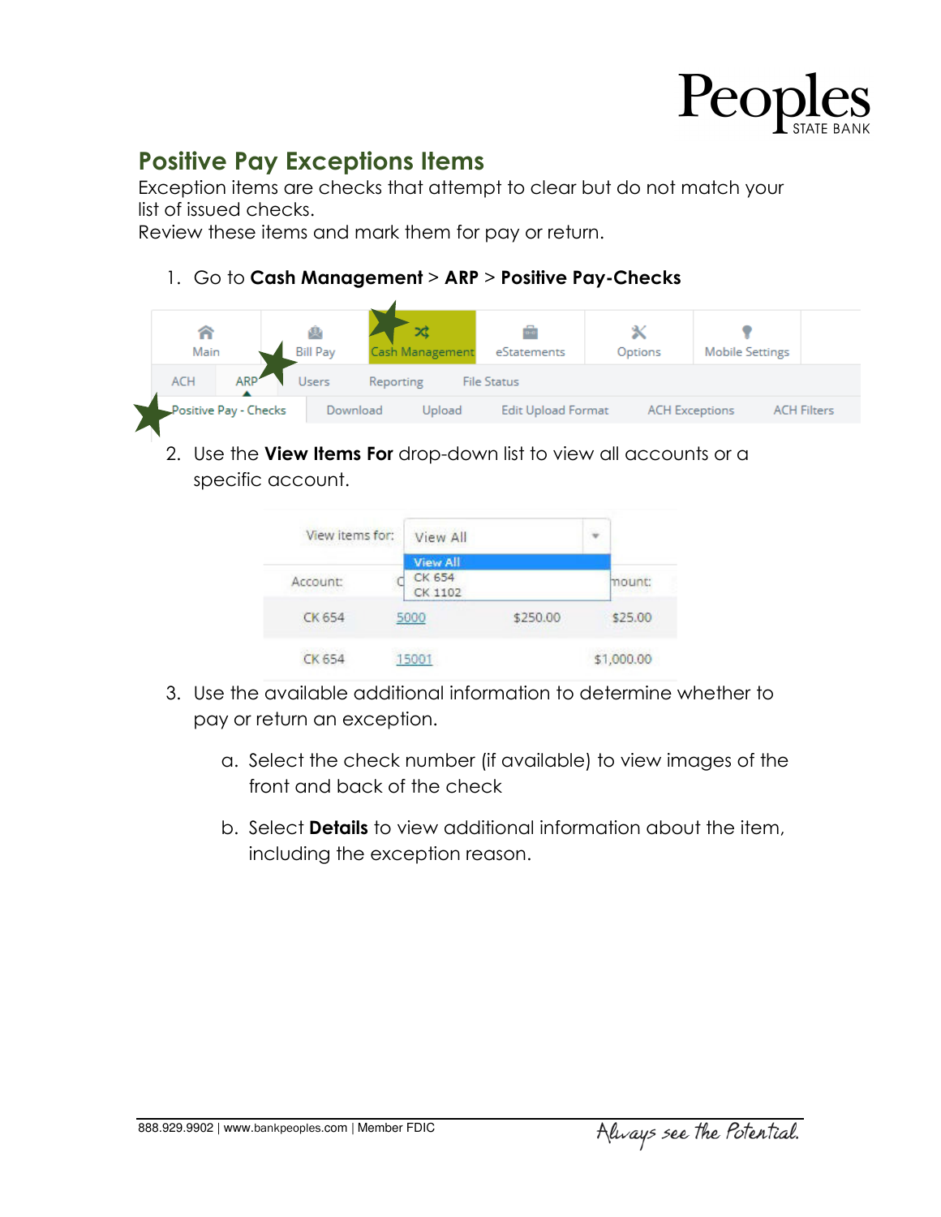## Positive Pay Exceptions Items

Exception items are checks that attempt to clear but do not match your list of issued checks.
Review these items and mark them for pay or return.

1. Go to **Cash Management** > **ARP** > **Positive Pay-Checks**

2. Use the **View Items For** drop-down list to view all accounts or a specific account.

3. Use the available additional information to determine whether to pay or return an exception.

   a. Select the check number (if available) to view images of the front and back of the check

   b. Select **Details** to view additional information about the item, including the exception reason.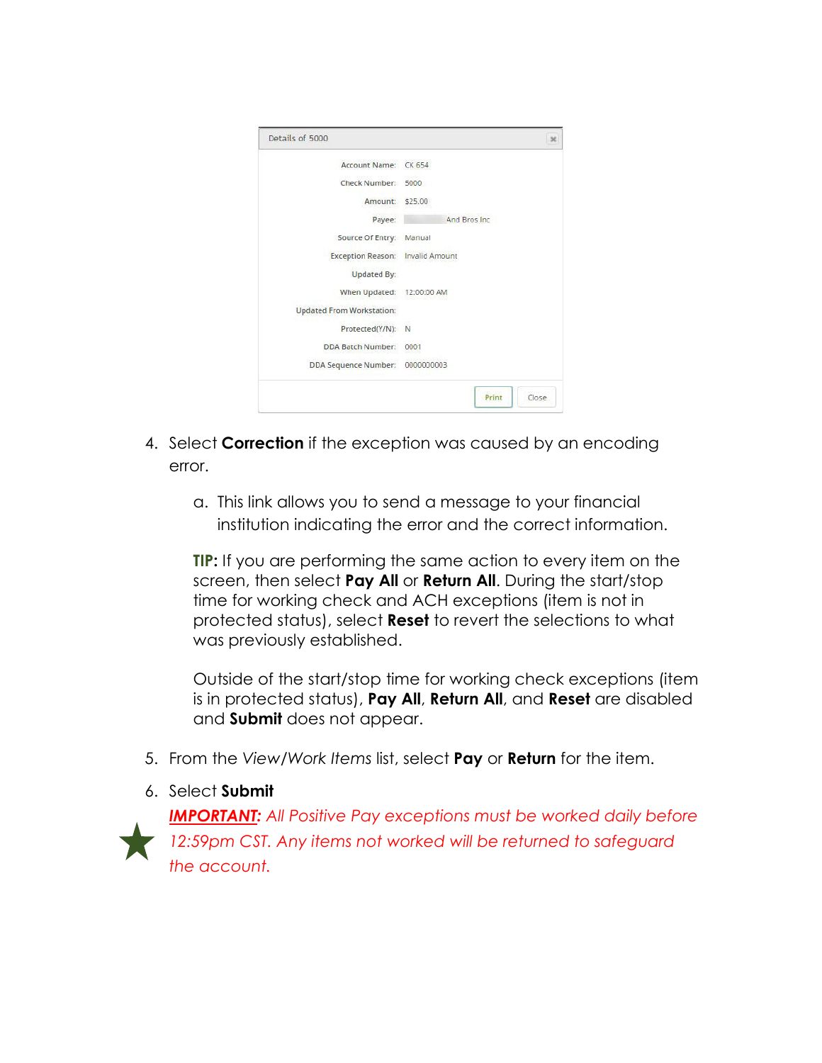Details of 5000

| | |
|---|---|
| Account Name: | CK 654 |
| Check Number: | 5000 |
| Amount: | $25.00 |
| Payee: | And Bros Inc |
| Source Of Entry: | Manual |
| Exception Reason: | Invalid Amount |
| Updated By: | |
| When Updated: | 12:00:00 AM |
| Updated From Workstation: | |
| Protected(Y/N): | N |
| DDA Batch Number: | 0001 |
| DDA Sequence Number: | 0000000003 |

Print Close

4. Select **Correction** if the exception was caused by an encoding error.

    a. This link allows you to send a message to your financial institution indicating the error and the correct information.

    **TIP:** If you are performing the same action to every item on the screen, then select **Pay All** or **Return All**. During the start/stop time for working check and ACH exceptions (item is not in protected status), select **Reset** to revert the selections to what was previously established.

    Outside of the start/stop time for working check exceptions (item is in protected status), **Pay All**, **Return All**, and **Reset** are disabled and **Submit** does not appear.

5. From the *View/Work Items* list, select **Pay** or **Return** for the item.

6. Select **Submit**

    ***IMPORTANT:*** *All Positive Pay exceptions must be worked daily before 12:59pm CST. Any items not worked will be returned to safeguard the account.*